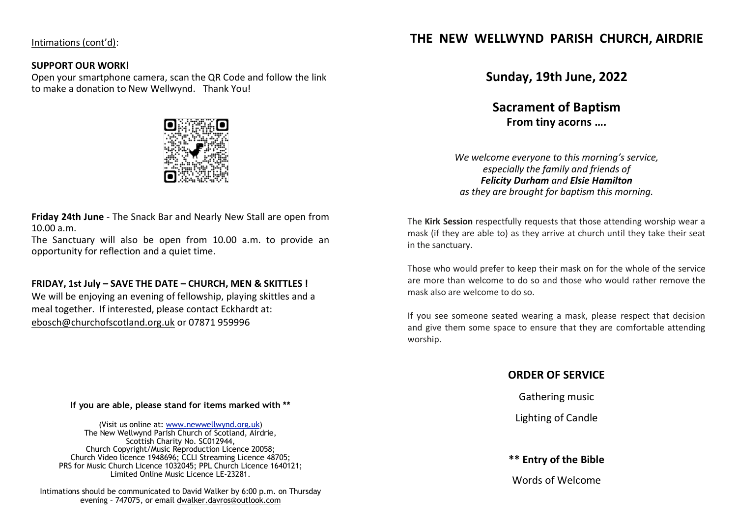Intimations (cont'd):

**SUPPORT OUR WORK!**

Open your smartphone camera, scan the QR Code and follow the link to make a donation to New Wellwynd. Thank You!

**Friday 24th June** - The Snack Bar and Nearly New Stall are open from 10.00 a.m.

The Sanctuary will also be open from 10.00 a.m. to provide an opportunity for reflection and a quiet time.

**FRIDAY, 1st July – SAVE THE DATE – CHURCH, MEN & SKITTLES !**

We will be enjoying an evening of fellowship, playing skittles and a meal together. If interested, please contact Eckhardt at: ebosch@churchofscotland.org.uk or 07871 959996

**If you are able, please stand for items marked with \*\***

(Visit us online at: www.newwellwynd.org.uk)
The New Wellwynd Parish Church of Scotland, Airdrie,
Scottish Charity No. SC012944,
Church Copyright/Music Reproduction Licence 20058;
Church Video licence 1948696; CCLI Streaming Licence 48705;
PRS for Music Church Licence 1032045; PPL Church Licence 1640121;
Limited Online Music Licence LE-23281.

Intimations should be communicated to David Walker by 6:00 p.m. on Thursday evening – 747075, or email dwalker.davros@outlook.com

# THE NEW WELLWYND PARISH CHURCH, AIRDRIE

## Sunday, 19th June, 2022

## Sacrament of Baptism

**From tiny acorns ….**

*We welcome everyone to this morning's service, especially the family and friends of **Felicity Durham** and **Elsie Hamilton** as they are brought for baptism this morning.*

The **Kirk Session** respectfully requests that those attending worship wear a mask (if they are able to) as they arrive at church until they take their seat in the sanctuary.

Those who would prefer to keep their mask on for the whole of the service are more than welcome to do so and those who would rather remove the mask also are welcome to do so.

If you see someone seated wearing a mask, please respect that decision and give them some space to ensure that they are comfortable attending worship.

### ORDER OF SERVICE

Gathering music

Lighting of Candle

**\*\* Entry of the Bible**

Words of Welcome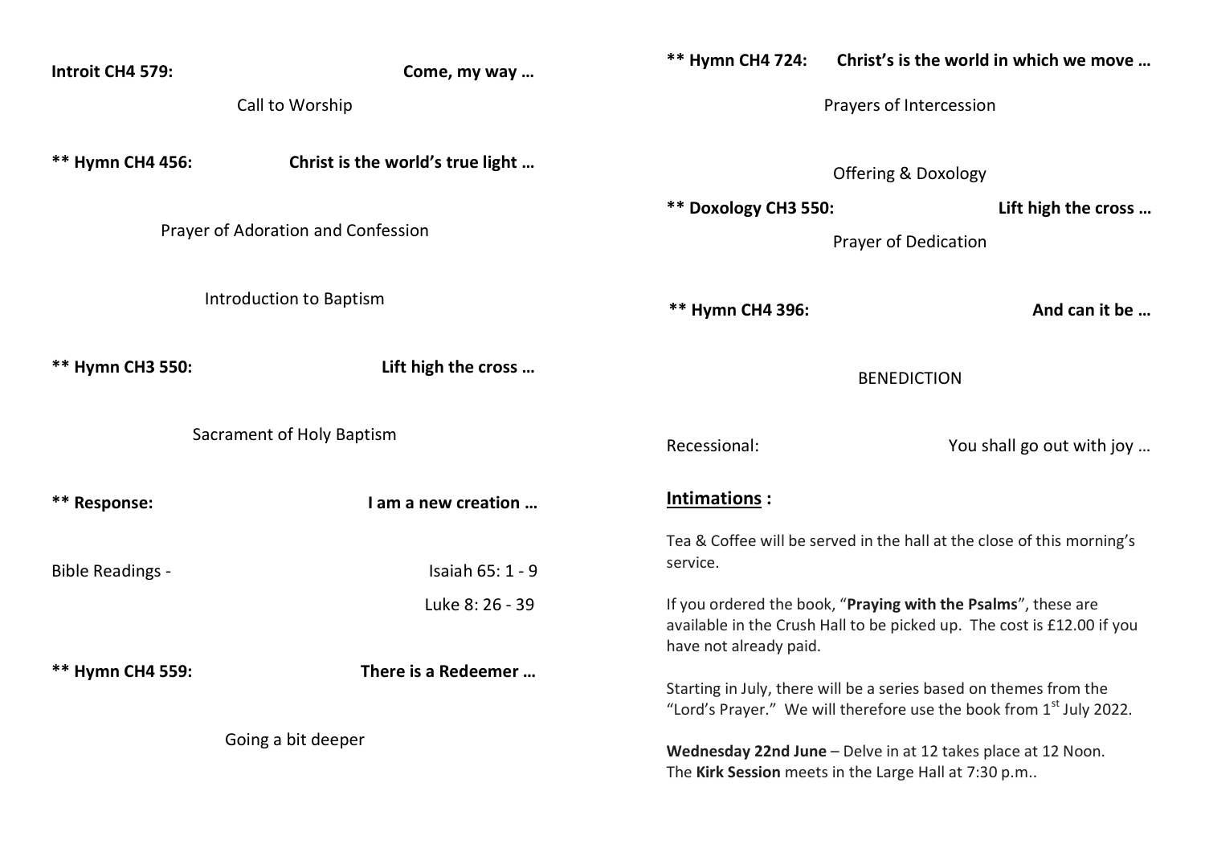**Introit CH4 579:** **Come, my way …**

Call to Worship

**\*\* Hymn CH4 456:** **Christ is the world's true light …**

Prayer of Adoration and Confession

Introduction to Baptism

**\*\* Hymn CH3 550:** **Lift high the cross …**

Sacrament of Holy Baptism

**\*\* Response:** **I am a new creation …**

Bible Readings - Isaiah 65: 1 - 9

Luke 8: 26 - 39

**\*\* Hymn CH4 559:** **There is a Redeemer …**

Going a bit deeper

**\*\* Hymn CH4 724:** **Christ's is the world in which we move …**

Prayers of Intercession

Offering & Doxology

**\*\* Doxology CH3 550:** **Lift high the cross …**

Prayer of Dedication

**\*\* Hymn CH4 396:** **And can it be …**

BENEDICTION

Recessional: You shall go out with joy …

## Intimations :

Tea & Coffee will be served in the hall at the close of this morning's service.

If you ordered the book, "**Praying with the Psalms**", these are available in the Crush Hall to be picked up. The cost is £12.00 if you have not already paid.

Starting in July, there will be a series based on themes from the "Lord's Prayer." We will therefore use the book from 1st July 2022.

**Wednesday 22nd June** – Delve in at 12 takes place at 12 Noon. The **Kirk Session** meets in the Large Hall at 7:30 p.m..